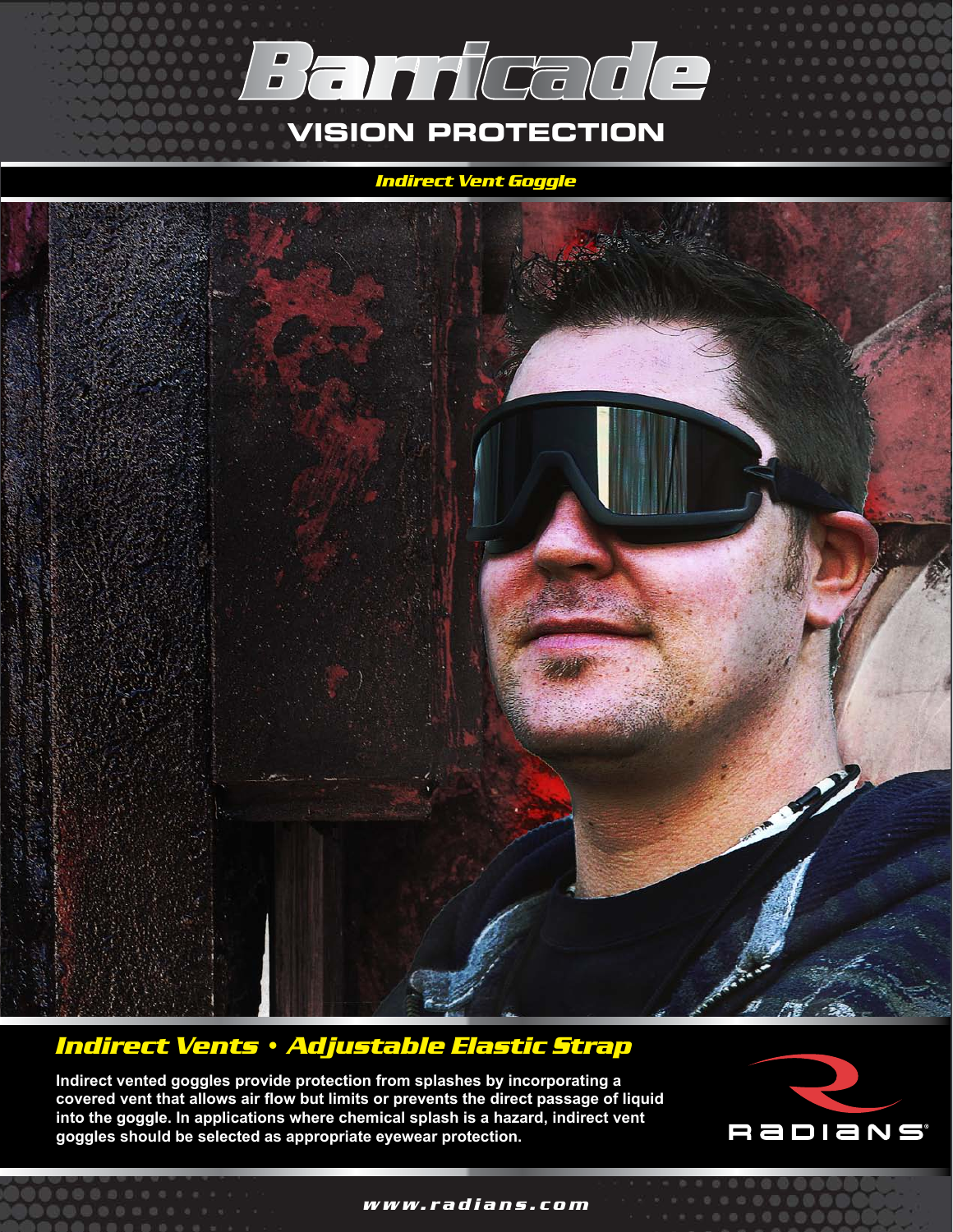# Barricade

## VISION PROTECTION

*Indirect Vent Goggle*

## *Indirect Vents • Adjustable Elastic Strap*

**Indirect vented goggles provide protection from splashes by incorporating a covered vent that allows air flow but limits or prevents the direct passage of liquid into the goggle. In applications where chemical splash is a hazard, indirect vent goggles should be selected as appropriate eyewear protection.**

RADIANS®

*www.radians.com*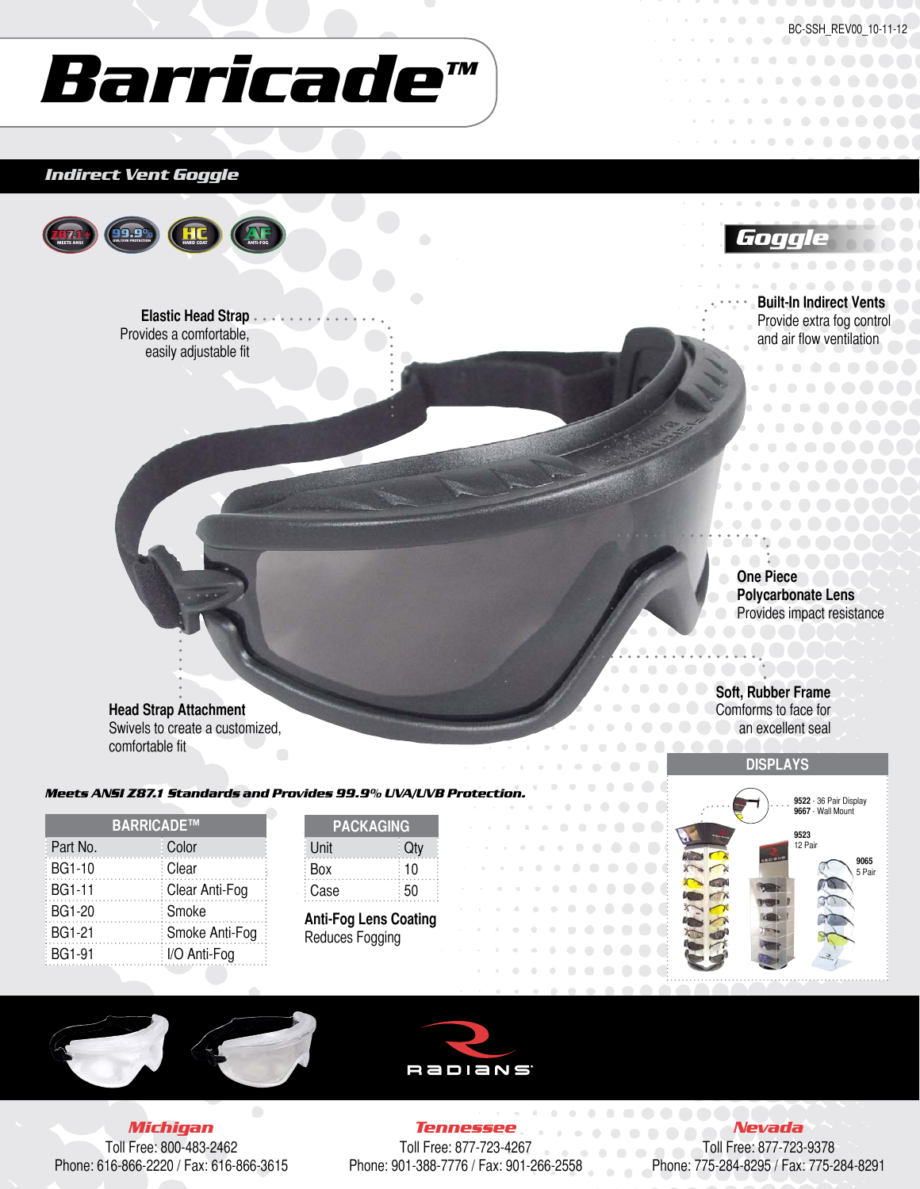# Barricade™

## Indirect Vent Goggle

Z87.1+ MEETS ANSI | 99.9% UVA/UVB PROTECTION | HC HARD COAT | AF ANTI-FOG

**Goggle**

**Elastic Head Strap**
Provides a comfortable, easily adjustable fit

**Built-In Indirect Vents**
Provide extra fog control and air flow ventilation

**One Piece Polycarbonate Lens**
Provides impact resistance

**Head Strap Attachment**
Swivels to create a customized, comfortable fit

**Soft, Rubber Frame**
Comforms to face for an excellent seal

***Meets ANSI Z87.1 Standards and Provides 99.9% UVA/UVB Protection.***

| BARRICADE™ | |
|---|---|
| Part No. | Color |
| BG1-10 | Clear |
| BG1-11 | Clear Anti-Fog |
| BG1-20 | Smoke |
| BG1-21 | Smoke Anti-Fog |
| BG1-91 | I/O Anti-Fog |

| PACKAGING | |
|---|---|
| Unit | Qty |
| Box | 10 |
| Case | 50 |

**Anti-Fog Lens Coating**
Reduces Fogging

**DISPLAYS**

**9522** - 36 Pair Display
**9667** - Wall Mount
**9523**
12 Pair
**9065**
5 Pair

RADIANS

***Michigan***
Toll Free: 800-483-2462
Phone: 616-866-2220 / Fax: 616-866-3615

***Tennessee***
Toll Free: 877-723-4267
Phone: 901-388-7776 / Fax: 901-266-2558

***Nevada***
Toll Free: 877-723-9378
Phone: 775-284-8295 / Fax: 775-284-8291